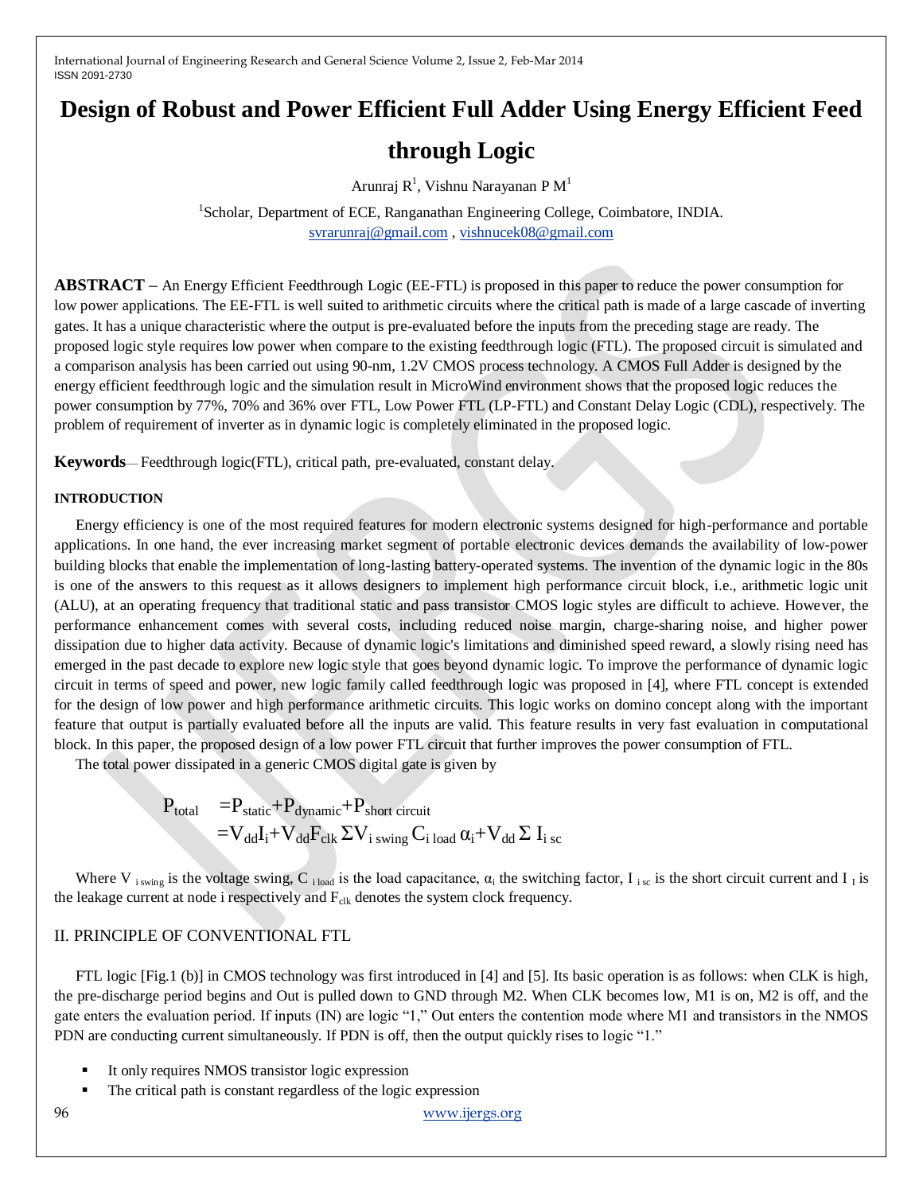# Design of Robust and Power Efficient Full Adder Using Energy Efficient Feed through Logic

Arunraj R[1], Vishnu Narayanan P M[1]

[1]Scholar, Department of ECE, Ranganathan Engineering College, Coimbatore, INDIA.
svrarunraj@gmail.com , vishnucek08@gmail.com

**ABSTRACT –** An Energy Efficient Feedthrough Logic (EE-FTL) is proposed in this paper to reduce the power consumption for low power applications. The EE-FTL is well suited to arithmetic circuits where the critical path is made of a large cascade of inverting gates. It has a unique characteristic where the output is pre-evaluated before the inputs from the preceding stage are ready. The proposed logic style requires low power when compare to the existing feedthrough logic (FTL). The proposed circuit is simulated and a comparison analysis has been carried out using 90-nm, 1.2V CMOS process technology. A CMOS Full Adder is designed by the energy efficient feedthrough logic and the simulation result in MicroWind environment shows that the proposed logic reduces the power consumption by 77%, 70% and 36% over FTL, Low Power FTL (LP-FTL) and Constant Delay Logic (CDL), respectively. The problem of requirement of inverter as in dynamic logic is completely eliminated in the proposed logic.

**Keywords**— Feedthrough logic(FTL), critical path, pre-evaluated, constant delay.

#### INTRODUCTION

Energy efficiency is one of the most required features for modern electronic systems designed for high-performance and portable applications. In one hand, the ever increasing market segment of portable electronic devices demands the availability of low-power building blocks that enable the implementation of long-lasting battery-operated systems. The invention of the dynamic logic in the 80s is one of the answers to this request as it allows designers to implement high performance circuit block, i.e., arithmetic logic unit (ALU), at an operating frequency that traditional static and pass transistor CMOS logic styles are difficult to achieve. However, the performance enhancement comes with several costs, including reduced noise margin, charge-sharing noise, and higher power dissipation due to higher data activity. Because of dynamic logic's limitations and diminished speed reward, a slowly rising need has emerged in the past decade to explore new logic style that goes beyond dynamic logic. To improve the performance of dynamic logic circuit in terms of speed and power, new logic family called feedthrough logic was proposed in [4], where FTL concept is extended for the design of low power and high performance arithmetic circuits. This logic works on domino concept along with the important feature that output is partially evaluated before all the inputs are valid. This feature results in very fast evaluation in computational block. In this paper, the proposed design of a low power FTL circuit that further improves the power consumption of FTL.

The total power dissipated in a generic CMOS digital gate is given by

$$P_{total} = P_{static} + P_{dynamic} + P_{short\ circuit}$$
$$= V_{dd} I_i + V_{dd} F_{clk} \Sigma V_{i\ swing} C_{i\ load}\, \alpha_i + V_{dd} \Sigma\, I_{i\ sc}$$

Where $V_{i\ swing}$ is the voltage swing, $C_{i\ load}$ is the load capacitance, $\alpha_i$ the switching factor, $I_{i\ sc}$ is the short circuit current and $I_I$ is the leakage current at node i respectively and $F_{clk}$ denotes the system clock frequency.

## II. PRINCIPLE OF CONVENTIONAL FTL

FTL logic [Fig.1 (b)] in CMOS technology was first introduced in [4] and [5]. Its basic operation is as follows: when CLK is high, the pre-discharge period begins and Out is pulled down to GND through M2. When CLK becomes low, M1 is on, M2 is off, and the gate enters the evaluation period. If inputs (IN) are logic "1," Out enters the contention mode where M1 and transistors in the NMOS PDN are conducting current simultaneously. If PDN is off, then the output quickly rises to logic "1."

- It only requires NMOS transistor logic expression
- The critical path is constant regardless of the logic expression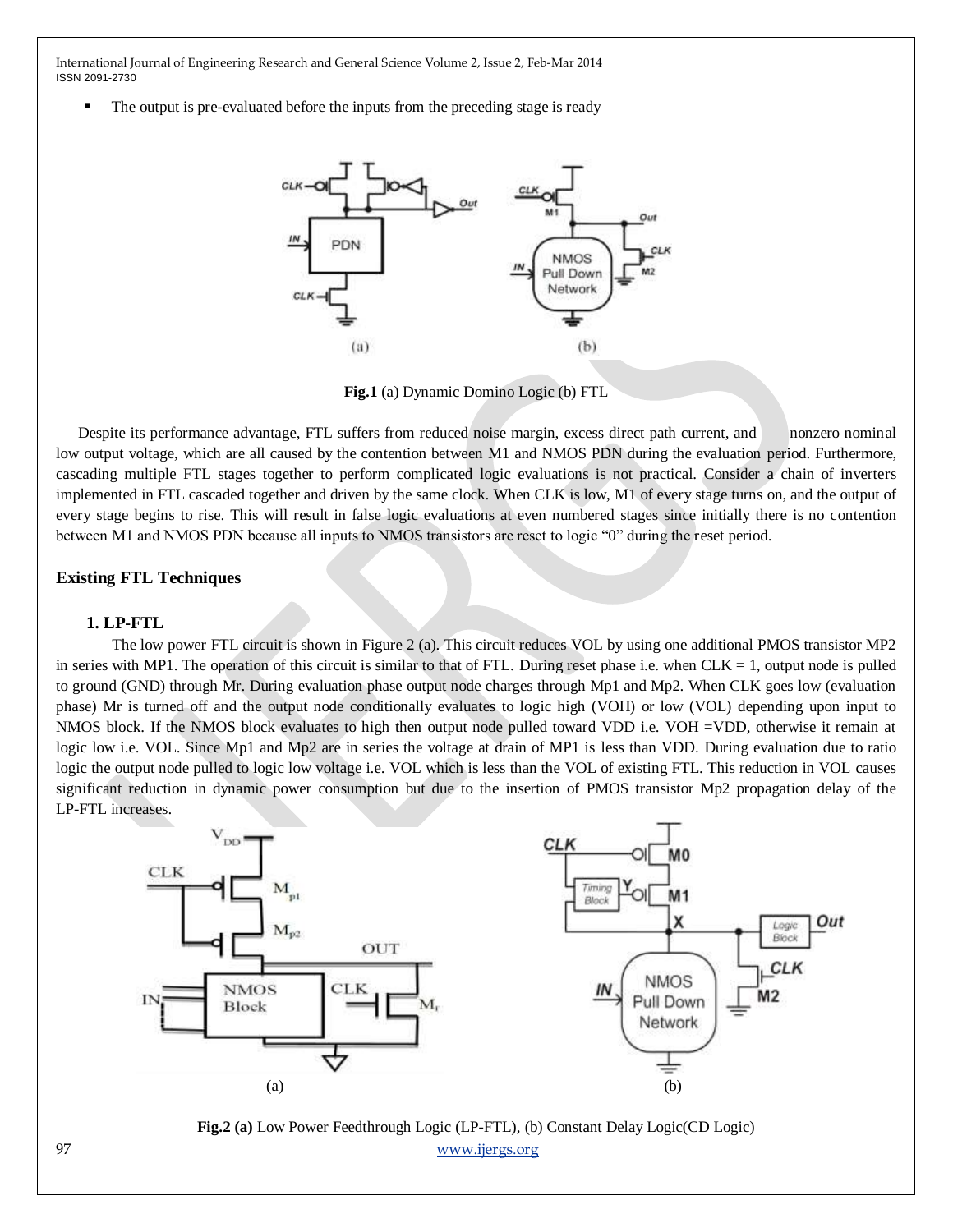- The output is pre-evaluated before the inputs from the preceding stage is ready

**Fig.1** (a) Dynamic Domino Logic (b) FTL

Despite its performance advantage, FTL suffers from reduced noise margin, excess direct path current, and nonzero nominal low output voltage, which are all caused by the contention between M1 and NMOS PDN during the evaluation period. Furthermore, cascading multiple FTL stages together to perform complicated logic evaluations is not practical. Consider a chain of inverters implemented in FTL cascaded together and driven by the same clock. When CLK is low, M1 of every stage turns on, and the output of every stage begins to rise. This will result in false logic evaluations at even numbered stages since initially there is no contention between M1 and NMOS PDN because all inputs to NMOS transistors are reset to logic "0" during the reset period.

### Existing FTL Techniques

#### 1. LP-FTL

The low power FTL circuit is shown in Figure 2 (a). This circuit reduces VOL by using one additional PMOS transistor MP2 in series with MP1. The operation of this circuit is similar to that of FTL. During reset phase i.e. when CLK = 1, output node is pulled to ground (GND) through Mr. During evaluation phase output node charges through Mp1 and Mp2. When CLK goes low (evaluation phase) Mr is turned off and the output node conditionally evaluates to logic high (VOH) or low (VOL) depending upon input to NMOS block. If the NMOS block evaluates to high then output node pulled toward VDD i.e. VOH =VDD, otherwise it remain at logic low i.e. VOL. Since Mp1 and Mp2 are in series the voltage at drain of MP1 is less than VDD. During evaluation due to ratio logic the output node pulled to logic low voltage i.e. VOL which is less than the VOL of existing FTL. This reduction in VOL causes significant reduction in dynamic power consumption but due to the insertion of PMOS transistor Mp2 propagation delay of the LP-FTL increases.

**Fig.2 (a)** Low Power Feedthrough Logic (LP-FTL), (b) Constant Delay Logic(CD Logic)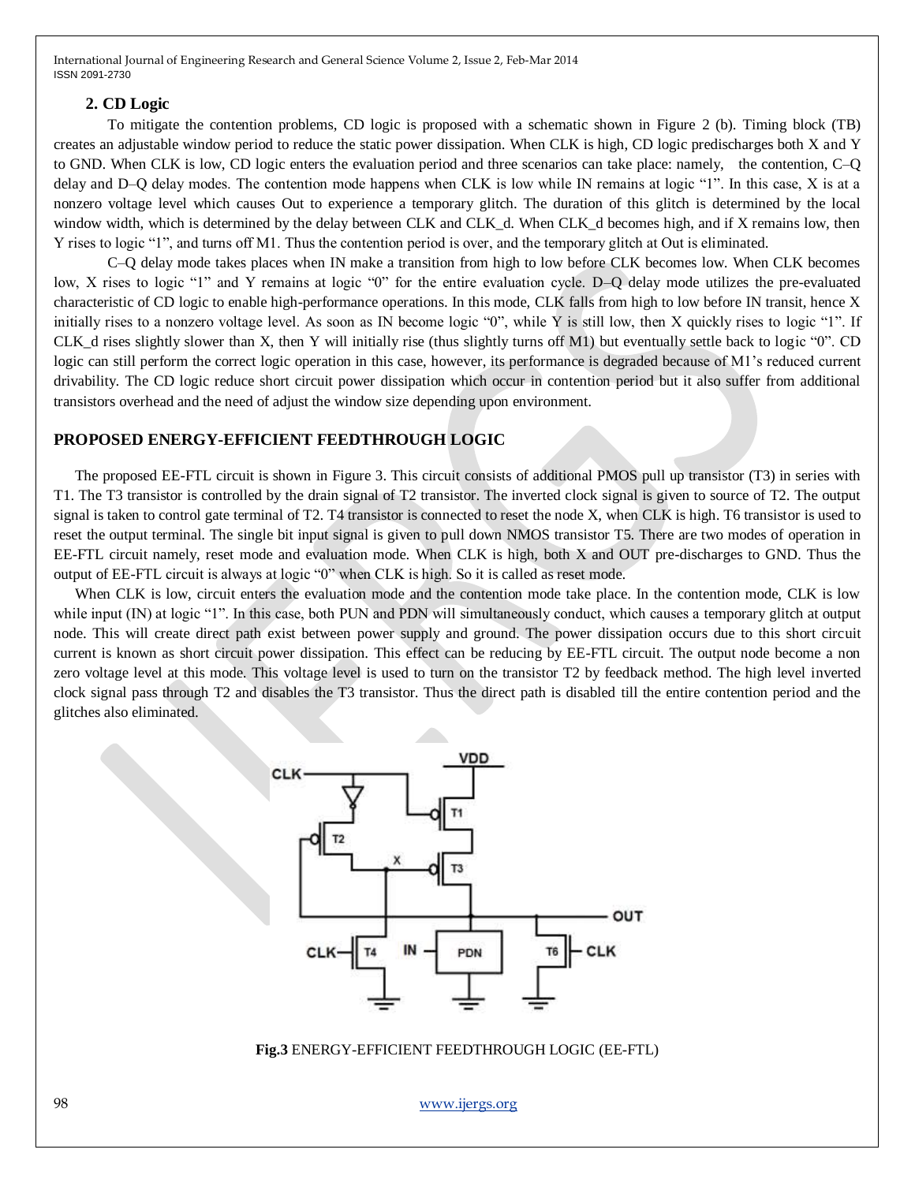### 2. CD Logic

To mitigate the contention problems, CD logic is proposed with a schematic shown in Figure 2 (b). Timing block (TB) creates an adjustable window period to reduce the static power dissipation. When CLK is high, CD logic predischarges both X and Y to GND. When CLK is low, CD logic enters the evaluation period and three scenarios can take place: namely, the contention, C–Q delay and D–Q delay modes. The contention mode happens when CLK is low while IN remains at logic "1". In this case, X is at a nonzero voltage level which causes Out to experience a temporary glitch. The duration of this glitch is determined by the local window width, which is determined by the delay between CLK and CLK_d. When CLK_d becomes high, and if X remains low, then Y rises to logic "1", and turns off M1. Thus the contention period is over, and the temporary glitch at Out is eliminated.

C–Q delay mode takes places when IN make a transition from high to low before CLK becomes low. When CLK becomes low, X rises to logic "1" and Y remains at logic "0" for the entire evaluation cycle. D–Q delay mode utilizes the pre-evaluated characteristic of CD logic to enable high-performance operations. In this mode, CLK falls from high to low before IN transit, hence X initially rises to a nonzero voltage level. As soon as IN become logic "0", while Y is still low, then X quickly rises to logic "1". If CLK_d rises slightly slower than X, then Y will initially rise (thus slightly turns off M1) but eventually settle back to logic "0". CD logic can still perform the correct logic operation in this case, however, its performance is degraded because of M1's reduced current drivability. The CD logic reduce short circuit power dissipation which occur in contention period but it also suffer from additional transistors overhead and the need of adjust the window size depending upon environment.

## PROPOSED ENERGY-EFFICIENT FEEDTHROUGH LOGIC

The proposed EE-FTL circuit is shown in Figure 3. This circuit consists of additional PMOS pull up transistor (T3) in series with T1. The T3 transistor is controlled by the drain signal of T2 transistor. The inverted clock signal is given to source of T2. The output signal is taken to control gate terminal of T2. T4 transistor is connected to reset the node X, when CLK is high. T6 transistor is used to reset the output terminal. The single bit input signal is given to pull down NMOS transistor T5. There are two modes of operation in EE-FTL circuit namely, reset mode and evaluation mode. When CLK is high, both X and OUT pre-discharges to GND. Thus the output of EE-FTL circuit is always at logic "0" when CLK is high. So it is called as reset mode.

When CLK is low, circuit enters the evaluation mode and the contention mode take place. In the contention mode, CLK is low while input (IN) at logic "1". In this case, both PUN and PDN will simultaneously conduct, which causes a temporary glitch at output node. This will create direct path exist between power supply and ground. The power dissipation occurs due to this short circuit current is known as short circuit power dissipation. This effect can be reducing by EE-FTL circuit. The output node become a non zero voltage level at this mode. This voltage level is used to turn on the transistor T2 by feedback method. The high level inverted clock signal pass through T2 and disables the T3 transistor. Thus the direct path is disabled till the entire contention period and the glitches also eliminated.

**Fig.3** ENERGY-EFFICIENT FEEDTHROUGH LOGIC (EE-FTL)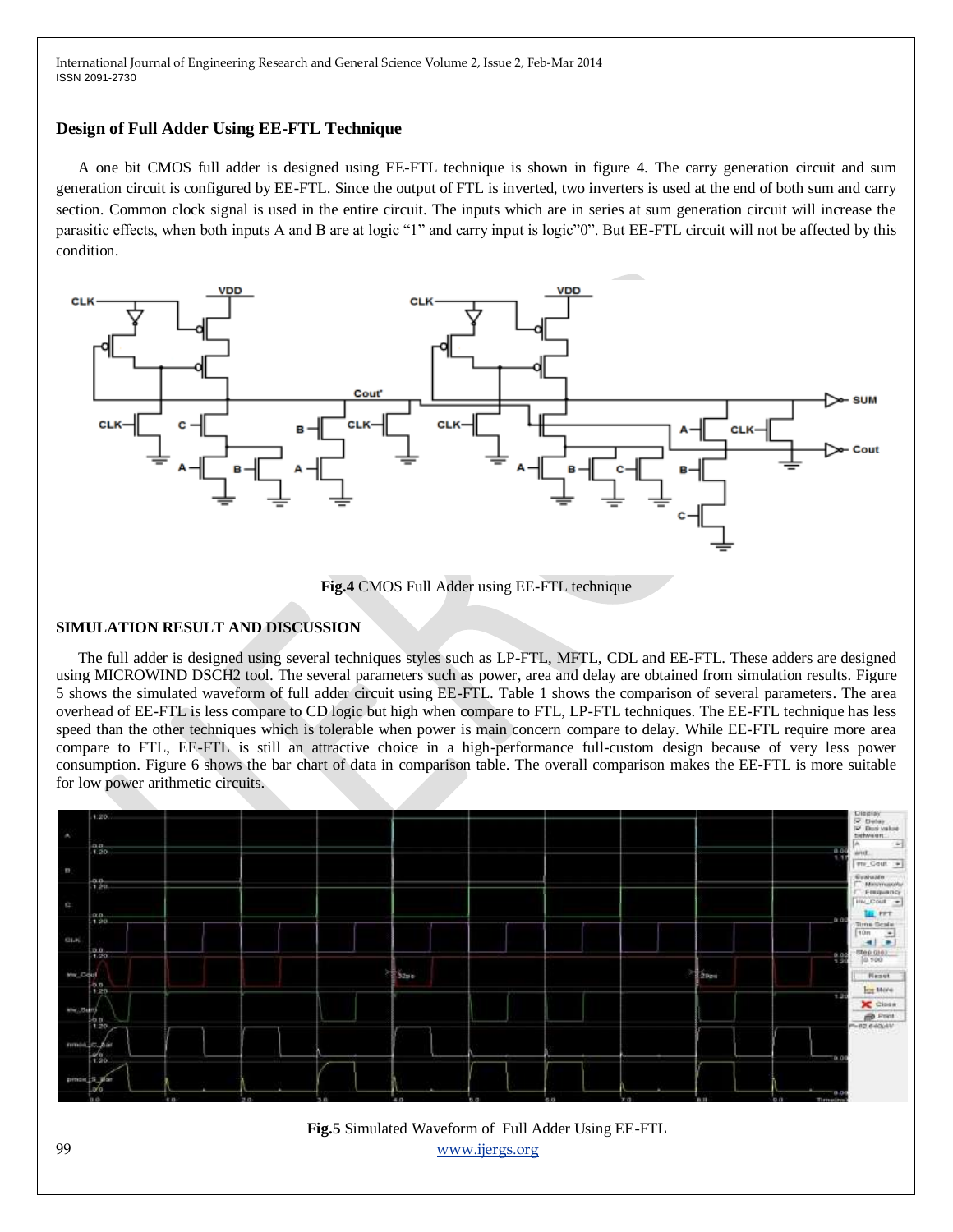### Design of Full Adder Using EE-FTL Technique

A one bit CMOS full adder is designed using EE-FTL technique is shown in figure 4. The carry generation circuit and sum generation circuit is configured by EE-FTL. Since the output of FTL is inverted, two inverters is used at the end of both sum and carry section. Common clock signal is used in the entire circuit. The inputs which are in series at sum generation circuit will increase the parasitic effects, when both inputs A and B are at logic "1" and carry input is logic"0". But EE-FTL circuit will not be affected by this condition.

**Fig.4** CMOS Full Adder using EE-FTL technique

### SIMULATION RESULT AND DISCUSSION

The full adder is designed using several techniques styles such as LP-FTL, MFTL, CDL and EE-FTL. These adders are designed using MICROWIND DSCH2 tool. The several parameters such as power, area and delay are obtained from simulation results. Figure 5 shows the simulated waveform of full adder circuit using EE-FTL. Table 1 shows the comparison of several parameters. The area overhead of EE-FTL is less compare to CD logic but high when compare to FTL, LP-FTL techniques. The EE-FTL technique has less speed than the other techniques which is tolerable when power is main concern compare to delay. While EE-FTL require more area compare to FTL, EE-FTL is still an attractive choice in a high-performance full-custom design because of very less power consumption. Figure 6 shows the bar chart of data in comparison table. The overall comparison makes the EE-FTL is more suitable for low power arithmetic circuits.

**Fig.5** Simulated Waveform of Full Adder Using EE-FTL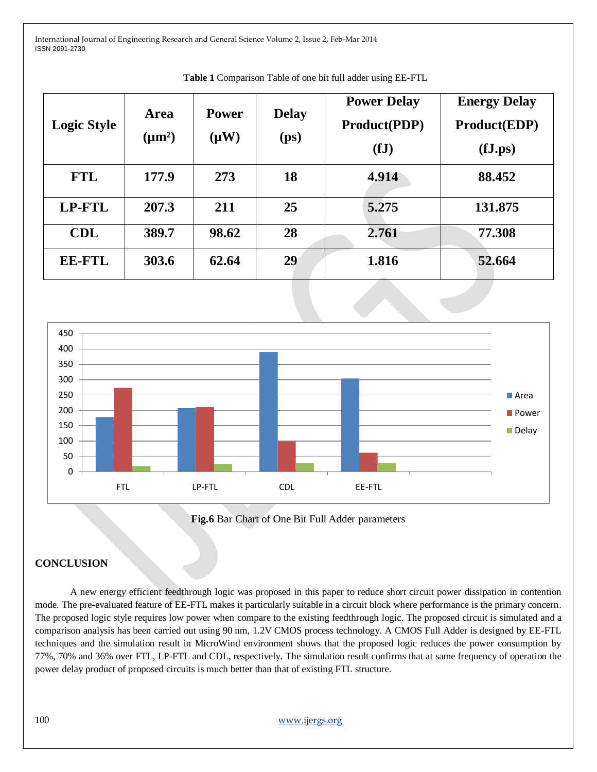**Table 1** Comparison Table of one bit full adder using EE-FTL

| Logic Style | Area ($\mu m^2$) | Power ($\mu W$) | Delay (ps) | Power Delay Product(PDP) (fJ) | Energy Delay Product(EDP) (fJ.ps) |
|---|---|---|---|---|---|
| FTL | 177.9 | 273 | 18 | 4.914 | 88.452 |
| LP-FTL | 207.3 | 211 | 25 | 5.275 | 131.875 |
| CDL | 389.7 | 98.62 | 28 | 2.761 | 77.308 |
| EE-FTL | 303.6 | 62.64 | 29 | 1.816 | 52.664 |

**Fig.6** Bar Chart of One Bit Full Adder parameters

## CONCLUSION

A new energy efficient feedthrough logic was proposed in this paper to reduce short circuit power dissipation in contention mode. The pre-evaluated feature of EE-FTL makes it particularly suitable in a circuit block where performance is the primary concern. The proposed logic style requires low power when compare to the existing feedthrough logic. The proposed circuit is simulated and a comparison analysis has been carried out using 90 nm, 1.2V CMOS process technology. A CMOS Full Adder is designed by EE-FTL techniques and the simulation result in MicroWind environment shows that the proposed logic reduces the power consumption by 77%, 70% and 36% over FTL, LP-FTL and CDL, respectively. The simulation result confirms that at same frequency of operation the power delay product of proposed circuits is much better than that of existing FTL structure.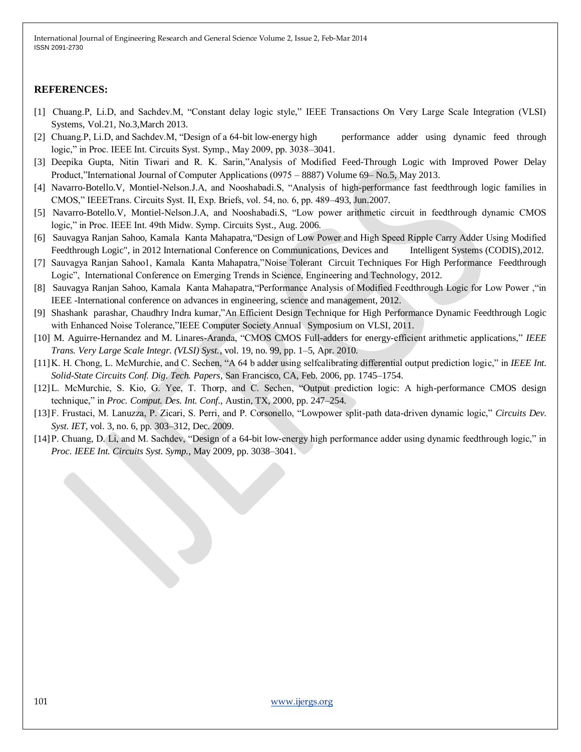## REFERENCES:

[1] Chuang.P, Li.D, and Sachdev.M, "Constant delay logic style," IEEE Transactions On Very Large Scale Integration (VLSI) Systems, Vol.21, No.3,March 2013.

[2] Chuang.P, Li.D, and Sachdev.M, "Design of a 64-bit low-energy high performance adder using dynamic feed through logic," in Proc. IEEE Int. Circuits Syst. Symp., May 2009, pp. 3038–3041.

[3] Deepika Gupta, Nitin Tiwari and R. K. Sarin,"Analysis of Modified Feed-Through Logic with Improved Power Delay Product,"International Journal of Computer Applications (0975 – 8887) Volume 69– No.5, May 2013.

[4] Navarro-Botello.V, Montiel-Nelson.J.A, and Nooshabadi.S, "Analysis of high-performance fast feedthrough logic families in CMOS," IEEETrans. Circuits Syst. II, Exp. Briefs, vol. 54, no. 6, pp. 489–493, Jun.2007.

[5] Navarro-Botello.V, Montiel-Nelson.J.A, and Nooshabadi.S, "Low power arithmetic circuit in feedthrough dynamic CMOS logic," in Proc. IEEE Int. 49th Midw. Symp. Circuits Syst., Aug. 2006.

[6] Sauvagya Ranjan Sahoo, Kamala Kanta Mahapatra,"Design of Low Power and High Speed Ripple Carry Adder Using Modified Feedthrough Logic", in 2012 International Conference on Communications, Devices and Intelligent Systems (CODIS),2012.

[7] Sauvagya Ranjan Sahoo1, Kamala Kanta Mahapatra,"Noise Tolerant Circuit Techniques For High Performance Feedthrough Logic", International Conference on Emerging Trends in Science, Engineering and Technology, 2012.

[8] Sauvagya Ranjan Sahoo, Kamala Kanta Mahapatra,"Performance Analysis of Modified Feedthrough Logic for Low Power ,"in IEEE -International conference on advances in engineering, science and management, 2012.

[9] Shashank parashar, Chaudhry Indra kumar,"An Efficient Design Technique for High Performance Dynamic Feedthrough Logic with Enhanced Noise Tolerance,"IEEE Computer Society Annual Symposium on VLSI, 2011.

[10] M. Aguirre-Hernandez and M. Linares-Aranda, "CMOS CMOS Full-adders for energy-efficient arithmetic applications," *IEEE Trans. Very Large Scale Integr. (VLSI) Syst.*, vol. 19, no. 99, pp. 1–5, Apr. 2010.

[11] K. H. Chong, L. McMurchie, and C. Sechen, "A 64 b adder using selfcalibrating differential output prediction logic," in *IEEE Int. Solid-State Circuits Conf. Dig. Tech. Papers*, San Francisco, CA, Feb. 2006, pp. 1745–1754.

[12] L. McMurchie, S. Kio, G. Yee, T. Thorp, and C. Sechen, "Output prediction logic: A high-performance CMOS design technique," in *Proc. Comput. Des. Int. Conf.*, Austin, TX, 2000, pp. 247–254.

[13] F. Frustaci, M. Lanuzza, P. Zicari, S. Perri, and P. Corsonello, "Lowpower split-path data-driven dynamic logic," *Circuits Dev. Syst. IET*, vol. 3, no. 6, pp. 303–312, Dec. 2009.

[14] P. Chuang, D. Li, and M. Sachdev, "Design of a 64-bit low-energy high performance adder using dynamic feedthrough logic," in *Proc. IEEE Int. Circuits Syst. Symp.*, May 2009, pp. 3038–3041.